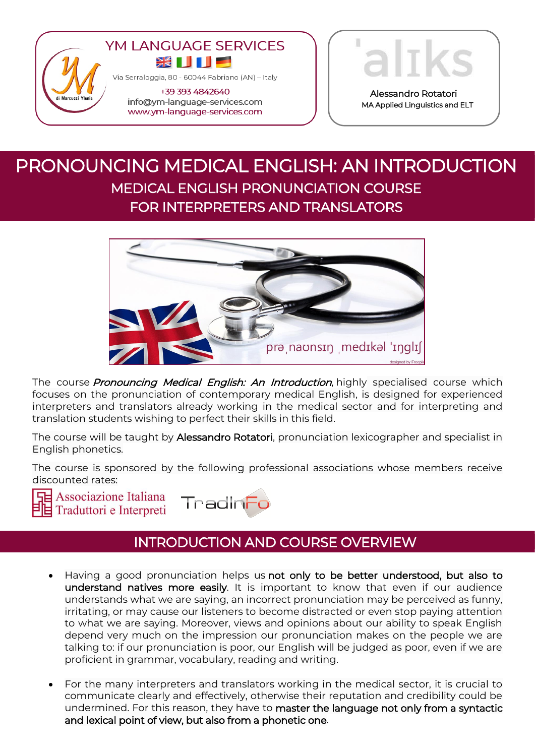YM LANGUAGE SERVICES

Via Serraloggia, 80 - 60044 Fabriano (AN) – Italy

+39 393 4842640

info@ym-language-services.com

www.ym-language-services.com

ˈalɪks

Alessandro Rotatori

MA Applied Linguistics and ELT

# PRONOUNCING MEDICAL ENGLISH: AN INTRODUCTION

## MEDICAL ENGLISH PRONUNCIATION COURSE FOR INTERPRETERS AND TRANSLATORS

prəˌnaʊnsɪŋ ˌmedɪkəl ˈɪŋglɪʃ

The course *Pronouncing Medical English: An Introduction*, highly specialised course which focuses on the pronunciation of contemporary medical English, is designed for experienced interpreters and translators already working in the medical sector and for interpreting and translation students wishing to perfect their skills in this field.

The course will be taught by **Alessandro Rotatori**, pronunciation lexicographer and specialist in English phonetics.

The course is sponsored by the following professional associations whose members receive discounted rates:

Associazione Italiana Traduttori e Interpreti

TradInFo

## INTRODUCTION AND COURSE OVERVIEW

- Having a good pronunciation helps us **not only to be better understood, but also to understand natives more easily**. It is important to know that even if our audience understands what we are saying, an incorrect pronunciation may be perceived as funny, irritating, or may cause our listeners to become distracted or even stop paying attention to what we are saying. Moreover, views and opinions about our ability to speak English depend very much on the impression our pronunciation makes on the people we are talking to: if our pronunciation is poor, our English will be judged as poor, even if we are proficient in grammar, vocabulary, reading and writing.

- For the many interpreters and translators working in the medical sector, it is crucial to communicate clearly and effectively, otherwise their reputation and credibility could be undermined. For this reason, they have to **master the language not only from a syntactic and lexical point of view, but also from a phonetic one**.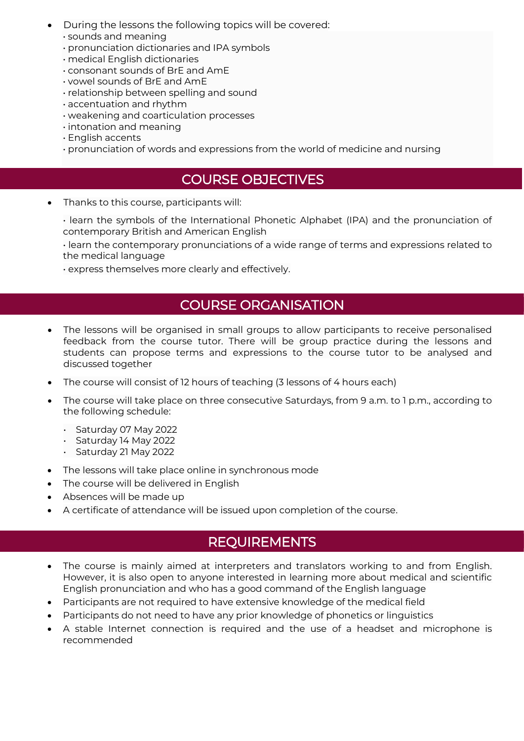- During the lessons the following topics will be covered:
  - sounds and meaning
  - pronunciation dictionaries and IPA symbols
  - medical English dictionaries
  - consonant sounds of BrE and AmE
  - vowel sounds of BrE and AmE
  - relationship between spelling and sound
  - accentuation and rhythm
  - weakening and coarticulation processes
  - intonation and meaning
  - English accents
  - pronunciation of words and expressions from the world of medicine and nursing

## COURSE OBJECTIVES

- Thanks to this course, participants will:
  - learn the symbols of the International Phonetic Alphabet (IPA) and the pronunciation of contemporary British and American English
  - learn the contemporary pronunciations of a wide range of terms and expressions related to the medical language
  - express themselves more clearly and effectively.

## COURSE ORGANISATION

- The lessons will be organised in small groups to allow participants to receive personalised feedback from the course tutor. There will be group practice during the lessons and students can propose terms and expressions to the course tutor to be analysed and discussed together
- The course will consist of 12 hours of teaching (3 lessons of 4 hours each)
- The course will take place on three consecutive Saturdays, from 9 a.m. to 1 p.m., according to the following schedule:
  - Saturday 07 May 2022
  - Saturday 14 May 2022
  - Saturday 21 May 2022
- The lessons will take place online in synchronous mode
- The course will be delivered in English
- Absences will be made up
- A certificate of attendance will be issued upon completion of the course.

## REQUIREMENTS

- The course is mainly aimed at interpreters and translators working to and from English. However, it is also open to anyone interested in learning more about medical and scientific English pronunciation and who has a good command of the English language
- Participants are not required to have extensive knowledge of the medical field
- Participants do not need to have any prior knowledge of phonetics or linguistics
- A stable Internet connection is required and the use of a headset and microphone is recommended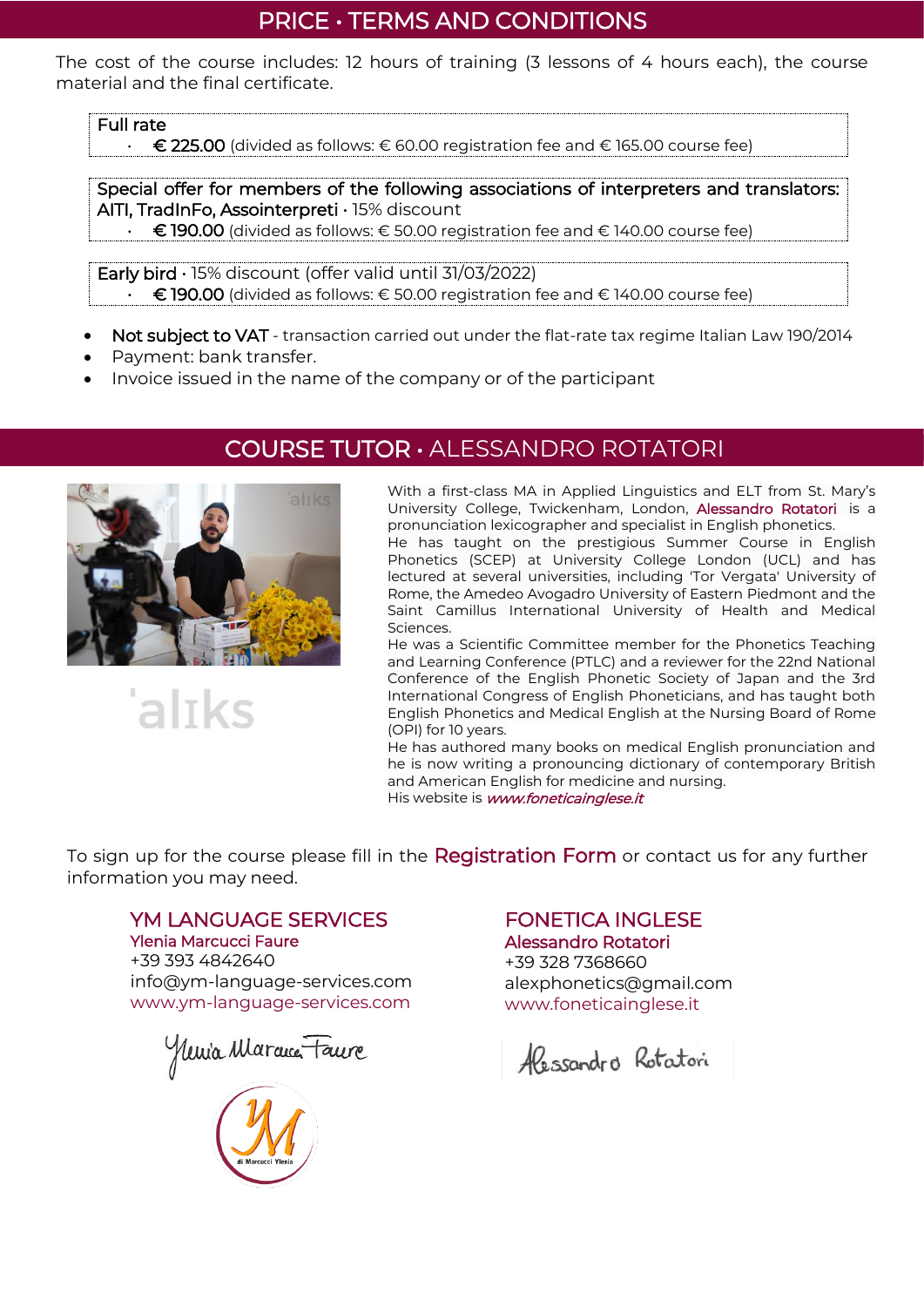## PRICE · TERMS AND CONDITIONS

The cost of the course includes: 12 hours of training (3 lessons of 4 hours each), the course material and the final certificate.

**Full rate**

- **€ 225.00** (divided as follows: € 60.00 registration fee and € 165.00 course fee)

**Special offer for members of the following associations of interpreters and translators: AITI, TradInFo, Assointerpreti** · 15% discount

- **€ 190.00** (divided as follows: € 50.00 registration fee and € 140.00 course fee)

**Early bird** · 15% discount (offer valid until 31/03/2022)

- **€ 190.00** (divided as follows: € 50.00 registration fee and € 140.00 course fee)

- **Not subject to VAT** - transaction carried out under the flat-rate tax regime Italian Law 190/2014
- Payment: bank transfer.
- Invoice issued in the name of the company or of the participant

## COURSE TUTOR · ALESSANDRO ROTATORI

'alɪks

With a first-class MA in Applied Linguistics and ELT from St. Mary's University College, Twickenham, London, Alessandro Rotatori is a pronunciation lexicographer and specialist in English phonetics.
He has taught on the prestigious Summer Course in English Phonetics (SCEP) at University College London (UCL) and has lectured at several universities, including 'Tor Vergata' University of Rome, the Amedeo Avogadro University of Eastern Piedmont and the Saint Camillus International University of Health and Medical Sciences.
He was a Scientific Committee member for the Phonetics Teaching and Learning Conference (PTLC) and a reviewer for the 22nd National Conference of the English Phonetic Society of Japan and the 3rd International Congress of English Phoneticians, and has taught both English Phonetics and Medical English at the Nursing Board of Rome (OPI) for 10 years.
He has authored many books on medical English pronunciation and he is now writing a pronouncing dictionary of contemporary British and American English for medicine and nursing.
His website is *www.foneticainglese.it*

To sign up for the course please fill in the Registration Form or contact us for any further information you may need.

**YM LANGUAGE SERVICES**
Ylenia Marcucci Faure
+39 393 4842640
info@ym-language-services.com
www.ym-language-services.com

Ylenia Marcucci Faure

**FONETICA INGLESE**
Alessandro Rotatori
+39 328 7368660
alexphonetics@gmail.com
www.foneticainglese.it

Alessandro Rotatori